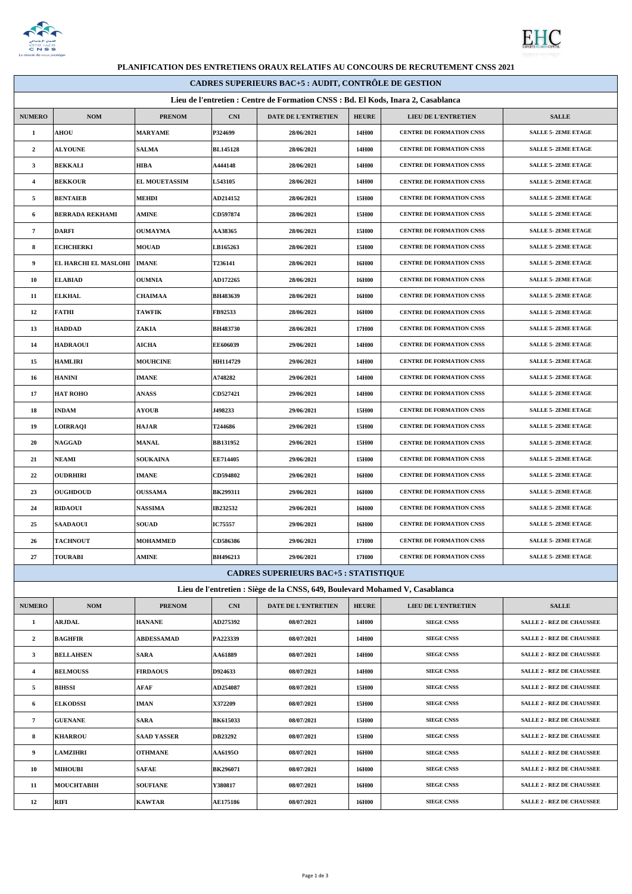**PLANIFICATION DES ENTRETIENS ORAUX RELATIFS AU CONCOURS DE RECRUTEMENT CNSS 2021**

## CADRES SUPERIEURS BAC+5 : AUDIT, CONTRÔLE DE GESTION

**Lieu de l'entretien : Centre de Formation CNSS : Bd. El Kods, Inara 2, Casablanca**

| NUMERO | NOM | PRENOM | CNI | DATE DE L'ENTRETIEN | HEURE | LIEU DE L'ENTRETIEN | SALLE |
|---|---|---|---|---|---|---|---|
| 1 | AHOU | MARYAME | P324699 | 28/06/2021 | 14H00 | CENTRE DE FORMATION CNSS | SALLE 5- 2EME ETAGE |
| 2 | ALYOUNE | SALMA | BL145128 | 28/06/2021 | 14H00 | CENTRE DE FORMATION CNSS | SALLE 5- 2EME ETAGE |
| 3 | BEKKALI | HIBA | A444148 | 28/06/2021 | 14H00 | CENTRE DE FORMATION CNSS | SALLE 5- 2EME ETAGE |
| 4 | BEKKOUR | EL MOUETASSIM | L543105 | 28/06/2021 | 14H00 | CENTRE DE FORMATION CNSS | SALLE 5- 2EME ETAGE |
| 5 | BENTAIEB | MEHDI | AD214152 | 28/06/2021 | 15H00 | CENTRE DE FORMATION CNSS | SALLE 5- 2EME ETAGE |
| 6 | BERRADA REKHAMI | AMINE | CD597874 | 28/06/2021 | 15H00 | CENTRE DE FORMATION CNSS | SALLE 5- 2EME ETAGE |
| 7 | DARFI | OUMAYMA | AA38365 | 28/06/2021 | 15H00 | CENTRE DE FORMATION CNSS | SALLE 5- 2EME ETAGE |
| 8 | ECHCHERKI | MOUAD | LB165263 | 28/06/2021 | 15H00 | CENTRE DE FORMATION CNSS | SALLE 5- 2EME ETAGE |
| 9 | EL HARCHI EL MASLOHI | IMANE | T236141 | 28/06/2021 | 16H00 | CENTRE DE FORMATION CNSS | SALLE 5- 2EME ETAGE |
| 10 | ELABIAD | OUMNIA | AD172265 | 28/06/2021 | 16H00 | CENTRE DE FORMATION CNSS | SALLE 5- 2EME ETAGE |
| 11 | ELKHAL | CHAIMAA | BH483639 | 28/06/2021 | 16H00 | CENTRE DE FORMATION CNSS | SALLE 5- 2EME ETAGE |
| 12 | FATHI | TAWFIK | FB92533 | 28/06/2021 | 16H00 | CENTRE DE FORMATION CNSS | SALLE 5- 2EME ETAGE |
| 13 | HADDAD | ZAKIA | BH483730 | 28/06/2021 | 17H00 | CENTRE DE FORMATION CNSS | SALLE 5- 2EME ETAGE |
| 14 | HADRAOUI | AICHA | EE606039 | 29/06/2021 | 14H00 | CENTRE DE FORMATION CNSS | SALLE 5- 2EME ETAGE |
| 15 | HAMLIRI | MOUHCINE | HH114729 | 29/06/2021 | 14H00 | CENTRE DE FORMATION CNSS | SALLE 5- 2EME ETAGE |
| 16 | HANINI | IMANE | A748282 | 29/06/2021 | 14H00 | CENTRE DE FORMATION CNSS | SALLE 5- 2EME ETAGE |
| 17 | HAT ROHO | ANASS | CD527421 | 29/06/2021 | 14H00 | CENTRE DE FORMATION CNSS | SALLE 5- 2EME ETAGE |
| 18 | INDAM | AYOUB | J498233 | 29/06/2021 | 15H00 | CENTRE DE FORMATION CNSS | SALLE 5- 2EME ETAGE |
| 19 | LOIRRAQI | HAJAR | T244686 | 29/06/2021 | 15H00 | CENTRE DE FORMATION CNSS | SALLE 5- 2EME ETAGE |
| 20 | NAGGAD | MANAL | BB131952 | 29/06/2021 | 15H00 | CENTRE DE FORMATION CNSS | SALLE 5- 2EME ETAGE |
| 21 | NEAMI | SOUKAINA | EE714405 | 29/06/2021 | 15H00 | CENTRE DE FORMATION CNSS | SALLE 5- 2EME ETAGE |
| 22 | OUDRHIRI | IMANE | CD594802 | 29/06/2021 | 16H00 | CENTRE DE FORMATION CNSS | SALLE 5- 2EME ETAGE |
| 23 | OUGHDOUD | OUSSAMA | BK299311 | 29/06/2021 | 16H00 | CENTRE DE FORMATION CNSS | SALLE 5- 2EME ETAGE |
| 24 | RIDAOUI | NASSIMA | IB232532 | 29/06/2021 | 16H00 | CENTRE DE FORMATION CNSS | SALLE 5- 2EME ETAGE |
| 25 | SAADAOUI | SOUAD | IC75557 | 29/06/2021 | 16H00 | CENTRE DE FORMATION CNSS | SALLE 5- 2EME ETAGE |
| 26 | TACHNOUT | MOHAMMED | CD586386 | 29/06/2021 | 17H00 | CENTRE DE FORMATION CNSS | SALLE 5- 2EME ETAGE |
| 27 | TOURABI | AMINE | BH496213 | 29/06/2021 | 17H00 | CENTRE DE FORMATION CNSS | SALLE 5- 2EME ETAGE |

## CADRES SUPERIEURS BAC+5 : STATISTIQUE

**Lieu de l'entretien : Siège de la CNSS, 649, Boulevard Mohamed V, Casablanca**

| NUMERO | NOM | PRENOM | CNI | DATE DE L'ENTRETIEN | HEURE | LIEU DE L'ENTRETIEN | SALLE |
|---|---|---|---|---|---|---|---|
| 1 | ARJDAL | HANANE | AD275392 | 08/07/2021 | 14H00 | SIEGE CNSS | SALLE 2 - REZ DE CHAUSSEE |
| 2 | BAGHFIR | ABDESSAMAD | PA223339 | 08/07/2021 | 14H00 | SIEGE CNSS | SALLE 2 - REZ DE CHAUSSEE |
| 3 | BELLAHSEN | SARA | AA61889 | 08/07/2021 | 14H00 | SIEGE CNSS | SALLE 2 - REZ DE CHAUSSEE |
| 4 | BELMOUSS | FIRDAOUS | D924633 | 08/07/2021 | 14H00 | SIEGE CNSS | SALLE 2 - REZ DE CHAUSSEE |
| 5 | BIHSSI | AFAF | AD254087 | 08/07/2021 | 15H00 | SIEGE CNSS | SALLE 2 - REZ DE CHAUSSEE |
| 6 | ELKODSSI | IMAN | X372209 | 08/07/2021 | 15H00 | SIEGE CNSS | SALLE 2 - REZ DE CHAUSSEE |
| 7 | GUENANE | SARA | BK615033 | 08/07/2021 | 15H00 | SIEGE CNSS | SALLE 2 - REZ DE CHAUSSEE |
| 8 | KHARROU | SAAD YASSER | DB23292 | 08/07/2021 | 15H00 | SIEGE CNSS | SALLE 2 - REZ DE CHAUSSEE |
| 9 | LAMZIHRI | OTHMANE | AA6195O | 08/07/2021 | 16H00 | SIEGE CNSS | SALLE 2 - REZ DE CHAUSSEE |
| 10 | MIHOUBI | SAFAE | BK296071 | 08/07/2021 | 16H00 | SIEGE CNSS | SALLE 2 - REZ DE CHAUSSEE |
| 11 | MOUCHTABIH | SOUFIANE | Y380817 | 08/07/2021 | 16H00 | SIEGE CNSS | SALLE 2 - REZ DE CHAUSSEE |
| 12 | RIFI | KAWTAR | AE175186 | 08/07/2021 | 16H00 | SIEGE CNSS | SALLE 2 - REZ DE CHAUSSEE |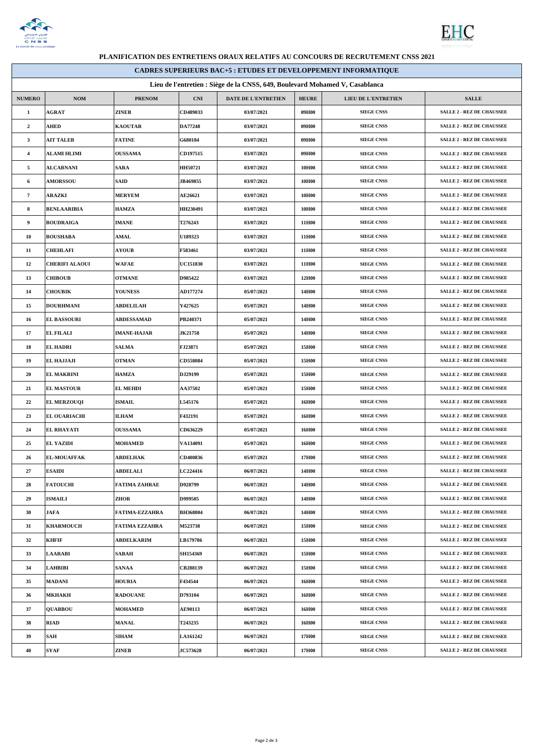**PLANIFICATION DES ENTRETIENS ORAUX RELATIFS AU CONCOURS DE RECRUTEMENT CNSS 2021**

## CADRES SUPERIEURS BAC+5 : ETUDES ET DEVELOPPEMENT INFORMATIQUE

### Lieu de l'entretien : Siège de la CNSS, 649, Boulevard Mohamed V, Casablanca

| NUMERO | NOM | PRENOM | CNI | DATE DE L'ENTRETIEN | HEURE | LIEU DE L'ENTRETIEN | SALLE |
|---|---|---|---|---|---|---|---|
| 1 | AGRAT | ZINEB | CD489033 | 03/07/2021 | 09H00 | SIEGE CNSS | SALLE 2 - REZ DE CHAUSSEE |
| 2 | AHED | KAOUTAR | DA77248 | 03/07/2021 | 09H00 | SIEGE CNSS | SALLE 2 - REZ DE CHAUSSEE |
| 3 | AIT TALEB | FATINE | G680184 | 03/07/2021 | 09H00 | SIEGE CNSS | SALLE 2 - REZ DE CHAUSSEE |
| 4 | ALAMI HLIMI | OUSSAMA | CD197515 | 03/07/2021 | 09H00 | SIEGE CNSS | SALLE 2 - REZ DE CHAUSSEE |
| 5 | ALCABNANI | SARA | HH50721 | 03/07/2021 | 10H00 | SIEGE CNSS | SALLE 2 - REZ DE CHAUSSEE |
| 6 | AMORSSOU | SAID | JB469855 | 03/07/2021 | 10H00 | SIEGE CNSS | SALLE 2 - REZ DE CHAUSSEE |
| 7 | ARAZKI | MERYEM | AE26621 | 03/07/2021 | 10H00 | SIEGE CNSS | SALLE 2 - REZ DE CHAUSSEE |
| 8 | BENLAARIBIA | HAMZA | HH230491 | 03/07/2021 | 10H00 | SIEGE CNSS | SALLE 2 - REZ DE CHAUSSEE |
| 9 | BOUDRAIGA | IMANE | T276243 | 03/07/2021 | 11H00 | SIEGE CNSS | SALLE 2 - REZ DE CHAUSSEE |
| 10 | BOUSHABA | AMAL | U189323 | 03/07/2021 | 11H00 | SIEGE CNSS | SALLE 2 - REZ DE CHAUSSEE |
| 11 | CHEHLAFI | AYOUB | F583461 | 03/07/2021 | 11H00 | SIEGE CNSS | SALLE 2 - REZ DE CHAUSSEE |
| 12 | CHERIFI ALAOUI | WAFAE | UC151830 | 03/07/2021 | 11H00 | SIEGE CNSS | SALLE 2 - REZ DE CHAUSSEE |
| 13 | CHIBOUB | OTMANE | D985422 | 03/07/2021 | 12H00 | SIEGE CNSS | SALLE 2 - REZ DE CHAUSSEE |
| 14 | CHOUBIK | YOUNESS | AD177274 | 05/07/2021 | 14H00 | SIEGE CNSS | SALLE 2 - REZ DE CHAUSSEE |
| 15 | DOURHMANI | ABDELILAH | Y427625 | 05/07/2021 | 14H00 | SIEGE CNSS | SALLE 2 - REZ DE CHAUSSEE |
| 16 | EL BASSOURI | ABDESSAMAD | PB240371 | 05/07/2021 | 14H00 | SIEGE CNSS | SALLE 2 - REZ DE CHAUSSEE |
| 17 | EL FILALI | IMANE-HAJAR | JK21758 | 05/07/2021 | 14H00 | SIEGE CNSS | SALLE 2 - REZ DE CHAUSSEE |
| 18 | EL HADRI | SALMA | FJ23871 | 05/07/2021 | 15H00 | SIEGE CNSS | SALLE 2 - REZ DE CHAUSSEE |
| 19 | EL HAJJAJI | OTMAN | CD558084 | 05/07/2021 | 15H00 | SIEGE CNSS | SALLE 2 - REZ DE CHAUSSEE |
| 20 | EL MAKRINI | HAMZA | DJ29199 | 05/07/2021 | 15H00 | SIEGE CNSS | SALLE 2 - REZ DE CHAUSSEE |
| 21 | EL MASTOUR | EL MEHDI | AA37502 | 05/07/2021 | 15H00 | SIEGE CNSS | SALLE 2 - REZ DE CHAUSSEE |
| 22 | EL MERZOUQI | ISMAIL | L545176 | 05/07/2021 | 16H00 | SIEGE CNSS | SALLE 2 - REZ DE CHAUSSEE |
| 23 | EL OUARIACHI | ILHAM | F432191 | 05/07/2021 | 16H00 | SIEGE CNSS | SALLE 2 - REZ DE CHAUSSEE |
| 24 | EL RHAYATI | OUSSAMA | CD636229 | 05/07/2021 | 16H00 | SIEGE CNSS | SALLE 2 - REZ DE CHAUSSEE |
| 25 | EL YAZIDI | MOHAMED | VA134091 | 05/07/2021 | 16H00 | SIEGE CNSS | SALLE 2 - REZ DE CHAUSSEE |
| 26 | EL-MOUAFFAK | ABDELHAK | CD400836 | 05/07/2021 | 17H00 | SIEGE CNSS | SALLE 2 - REZ DE CHAUSSEE |
| 27 | ESAIDI | ABDELALI | LC224416 | 06/07/2021 | 14H00 | SIEGE CNSS | SALLE 2 - REZ DE CHAUSSEE |
| 28 | FATOUCHI | FATIMA ZAHRAE | D928799 | 06/07/2021 | 14H00 | SIEGE CNSS | SALLE 2 - REZ DE CHAUSSEE |
| 29 | ISMAILI | ZHOR | D999505 | 06/07/2021 | 14H00 | SIEGE CNSS | SALLE 2 - REZ DE CHAUSSEE |
| 30 | JAFA | FATIMA-EZZAHRA | BH368004 | 06/07/2021 | 14H00 | SIEGE CNSS | SALLE 2 - REZ DE CHAUSSEE |
| 31 | KHARMOUCH | FATIMA EZZAHRA | M523738 | 06/07/2021 | 15H00 | SIEGE CNSS | SALLE 2 - REZ DE CHAUSSEE |
| 32 | KHFIF | ABDELKARIM | LB179786 | 06/07/2021 | 15H00 | SIEGE CNSS | SALLE 2 - REZ DE CHAUSSEE |
| 33 | LAARABI | SABAH | SH154369 | 06/07/2021 | 15H00 | SIEGE CNSS | SALLE 2 - REZ DE CHAUSSEE |
| 34 | LAHBIBI | SANAA | CB288139 | 06/07/2021 | 15H00 | SIEGE CNSS | SALLE 2 - REZ DE CHAUSSEE |
| 35 | MADANI | HOURIA | F434544 | 06/07/2021 | 16H00 | SIEGE CNSS | SALLE 2 - REZ DE CHAUSSEE |
| 36 | MKHAKH | RADOUANE | D793104 | 06/07/2021 | 16H00 | SIEGE CNSS | SALLE 2 - REZ DE CHAUSSEE |
| 37 | QUABBOU | MOHAMED | AE90113 | 06/07/2021 | 16H00 | SIEGE CNSS | SALLE 2 - REZ DE CHAUSSEE |
| 38 | RIAD | MANAL | T243235 | 06/07/2021 | 16H00 | SIEGE CNSS | SALLE 2 - REZ DE CHAUSSEE |
| 39 | SAH | SIHAM | LA161242 | 06/07/2021 | 17H00 | SIEGE CNSS | SALLE 2 - REZ DE CHAUSSEE |
| 40 | SYAF | ZINEB | JC573628 | 06/07/2021 | 17H00 | SIEGE CNSS | SALLE 2 - REZ DE CHAUSSEE |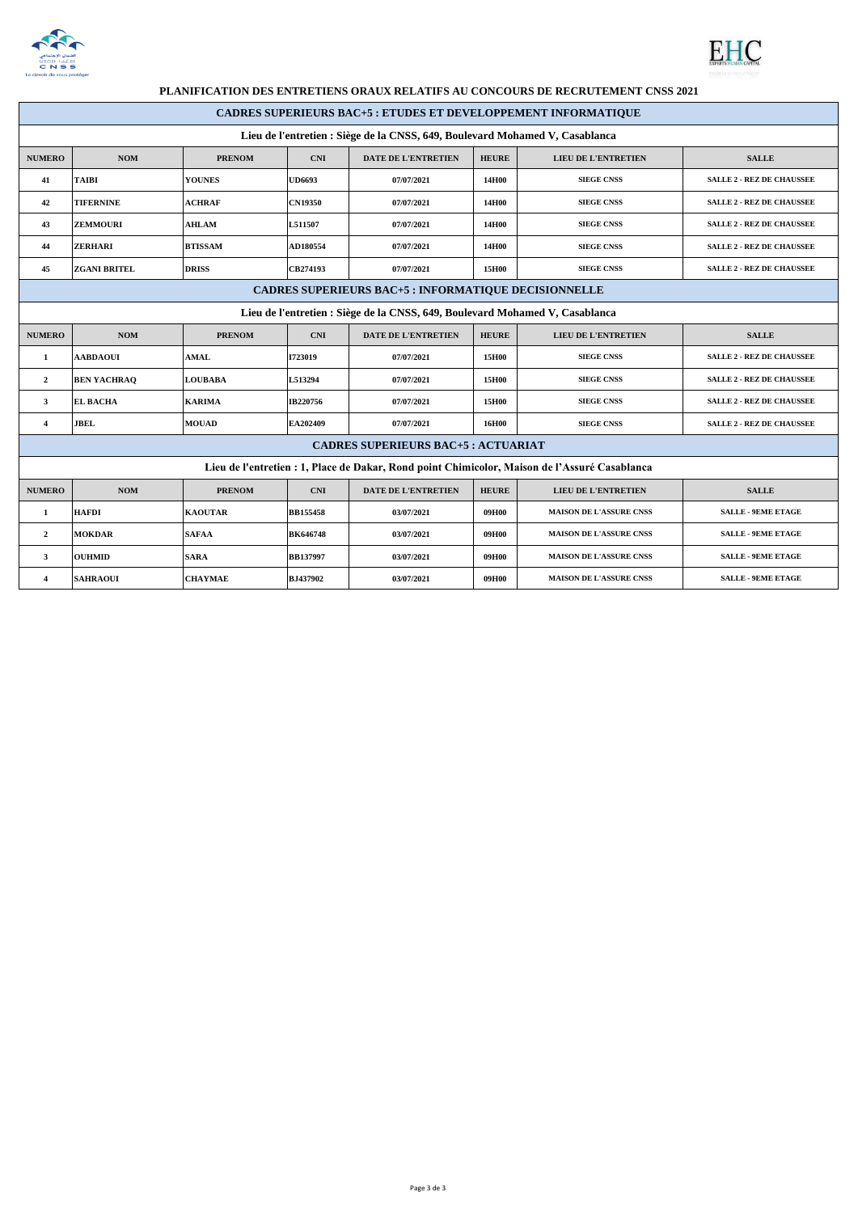# PLANIFICATION DES ENTRETIENS ORAUX RELATIFS AU CONCOURS DE RECRUTEMENT CNSS 2021

## CADRES SUPERIEURS BAC+5 : ETUDES ET DEVELOPPEMENT INFORMATIQUE

**Lieu de l'entretien : Siège de la CNSS, 649, Boulevard Mohamed V, Casablanca**

| NUMERO | NOM | PRENOM | CNI | DATE DE L'ENTRETIEN | HEURE | LIEU DE L'ENTRETIEN | SALLE |
|---|---|---|---|---|---|---|---|
| 41 | TAIBI | YOUNES | UD6693 | 07/07/2021 | 14H00 | SIEGE CNSS | SALLE 2 - REZ DE CHAUSSEE |
| 42 | TIFERNINE | ACHRAF | CN19350 | 07/07/2021 | 14H00 | SIEGE CNSS | SALLE 2 - REZ DE CHAUSSEE |
| 43 | ZEMMOURI | AHLAM | L511507 | 07/07/2021 | 14H00 | SIEGE CNSS | SALLE 2 - REZ DE CHAUSSEE |
| 44 | ZERHARI | BTISSAM | AD180554 | 07/07/2021 | 14H00 | SIEGE CNSS | SALLE 2 - REZ DE CHAUSSEE |
| 45 | ZGANI BRITEL | DRISS | CB274193 | 07/07/2021 | 15H00 | SIEGE CNSS | SALLE 2 - REZ DE CHAUSSEE |

## CADRES SUPERIEURS BAC+5 : INFORMATIQUE DECISIONNELLE

**Lieu de l'entretien : Siège de la CNSS, 649, Boulevard Mohamed V, Casablanca**

| NUMERO | NOM | PRENOM | CNI | DATE DE L'ENTRETIEN | HEURE | LIEU DE L'ENTRETIEN | SALLE |
|---|---|---|---|---|---|---|---|
| 1 | AABDAOUI | AMAL | I723019 | 07/07/2021 | 15H00 | SIEGE CNSS | SALLE 2 - REZ DE CHAUSSEE |
| 2 | BEN YACHRAQ | LOUBABA | L513294 | 07/07/2021 | 15H00 | SIEGE CNSS | SALLE 2 - REZ DE CHAUSSEE |
| 3 | EL BACHA | KARIMA | IB220756 | 07/07/2021 | 15H00 | SIEGE CNSS | SALLE 2 - REZ DE CHAUSSEE |
| 4 | JBEL | MOUAD | EA202409 | 07/07/2021 | 16H00 | SIEGE CNSS | SALLE 2 - REZ DE CHAUSSEE |

## CADRES SUPERIEURS BAC+5 : ACTUARIAT

**Lieu de l'entretien : 1, Place de Dakar, Rond point Chimicolor, Maison de l'Assuré Casablanca**

| NUMERO | NOM | PRENOM | CNI | DATE DE L'ENTRETIEN | HEURE | LIEU DE L'ENTRETIEN | SALLE |
|---|---|---|---|---|---|---|---|
| 1 | HAFDI | KAOUTAR | BB155458 | 03/07/2021 | 09H00 | MAISON DE L'ASSURE CNSS | SALLE - 9EME ETAGE |
| 2 | MOKDAR | SAFAA | BK646748 | 03/07/2021 | 09H00 | MAISON DE L'ASSURE CNSS | SALLE - 9EME ETAGE |
| 3 | OUHMID | SARA | BB137997 | 03/07/2021 | 09H00 | MAISON DE L'ASSURE CNSS | SALLE - 9EME ETAGE |
| 4 | SAHRAOUI | CHAYMAE | BJ437902 | 03/07/2021 | 09H00 | MAISON DE L'ASSURE CNSS | SALLE - 9EME ETAGE |